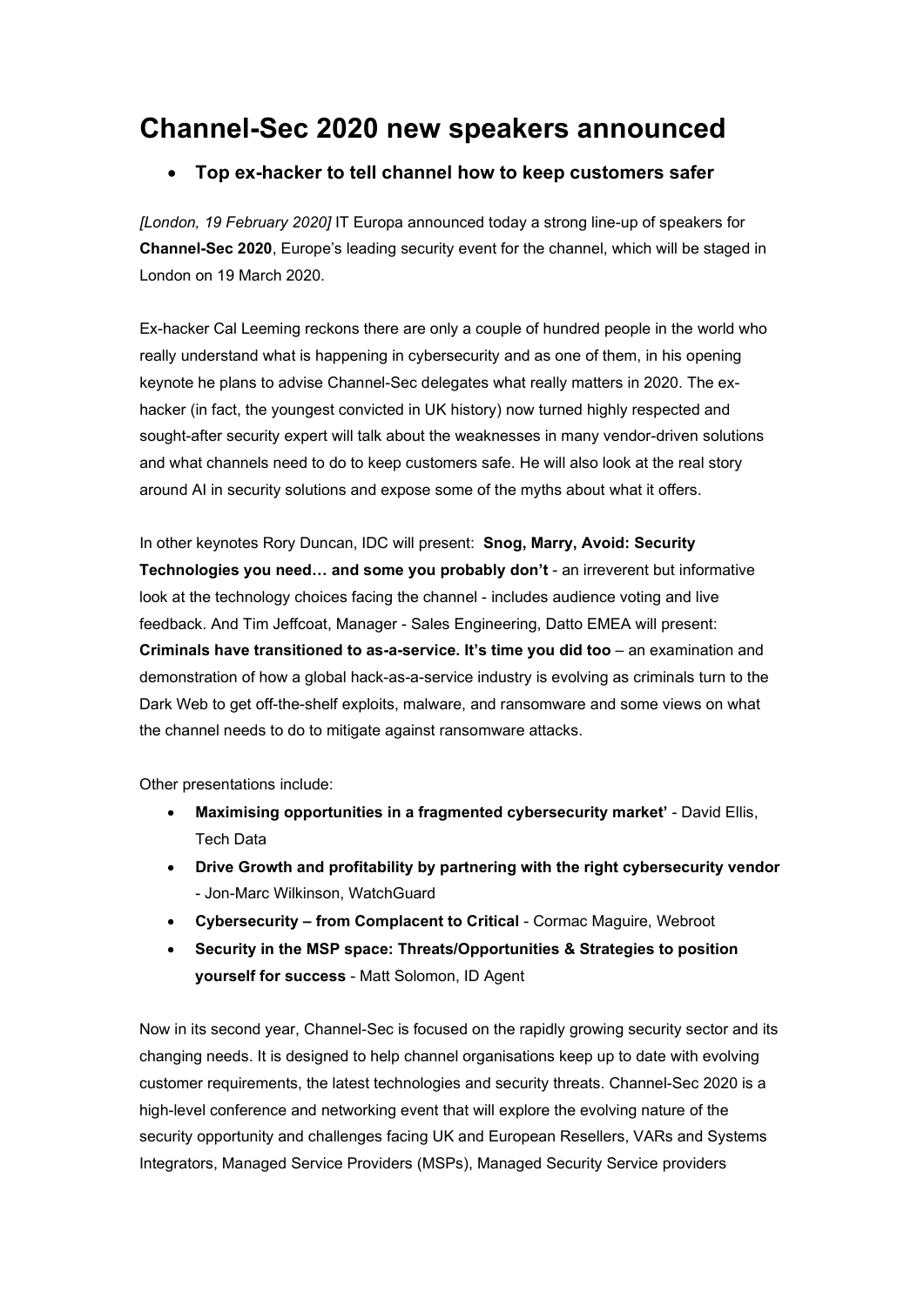# Channel-Sec 2020 new speakers announced

- **Top ex-hacker to tell channel how to keep customers safer**

*[London, 19 February 2020]* IT Europa announced today a strong line-up of speakers for **Channel-Sec 2020**, Europe's leading security event for the channel, which will be staged in London on 19 March 2020.

Ex-hacker Cal Leeming reckons there are only a couple of hundred people in the world who really understand what is happening in cybersecurity and as one of them, in his opening keynote he plans to advise Channel-Sec delegates what really matters in 2020. The ex-hacker (in fact, the youngest convicted in UK history) now turned highly respected and sought-after security expert will talk about the weaknesses in many vendor-driven solutions and what channels need to do to keep customers safe. He will also look at the real story around AI in security solutions and expose some of the myths about what it offers.

In other keynotes Rory Duncan, IDC will present: **Snog, Marry, Avoid: Security Technologies you need… and some you probably don't** - an irreverent but informative look at the technology choices facing the channel - includes audience voting and live feedback. And Tim Jeffcoat, Manager - Sales Engineering, Datto EMEA will present: **Criminals have transitioned to as-a-service. It's time you did too** – an examination and demonstration of how a global hack-as-a-service industry is evolving as criminals turn to the Dark Web to get off-the-shelf exploits, malware, and ransomware and some views on what the channel needs to do to mitigate against ransomware attacks.

Other presentations include:

- **Maximising opportunities in a fragmented cybersecurity market'** - David Ellis, Tech Data
- **Drive Growth and profitability by partnering with the right cybersecurity vendor** - Jon-Marc Wilkinson, WatchGuard
- **Cybersecurity – from Complacent to Critical** - Cormac Maguire, Webroot
- **Security in the MSP space: Threats/Opportunities & Strategies to position yourself for success** - Matt Solomon, ID Agent

Now in its second year, Channel-Sec is focused on the rapidly growing security sector and its changing needs. It is designed to help channel organisations keep up to date with evolving customer requirements, the latest technologies and security threats. Channel-Sec 2020 is a high-level conference and networking event that will explore the evolving nature of the security opportunity and challenges facing UK and European Resellers, VARs and Systems Integrators, Managed Service Providers (MSPs), Managed Security Service providers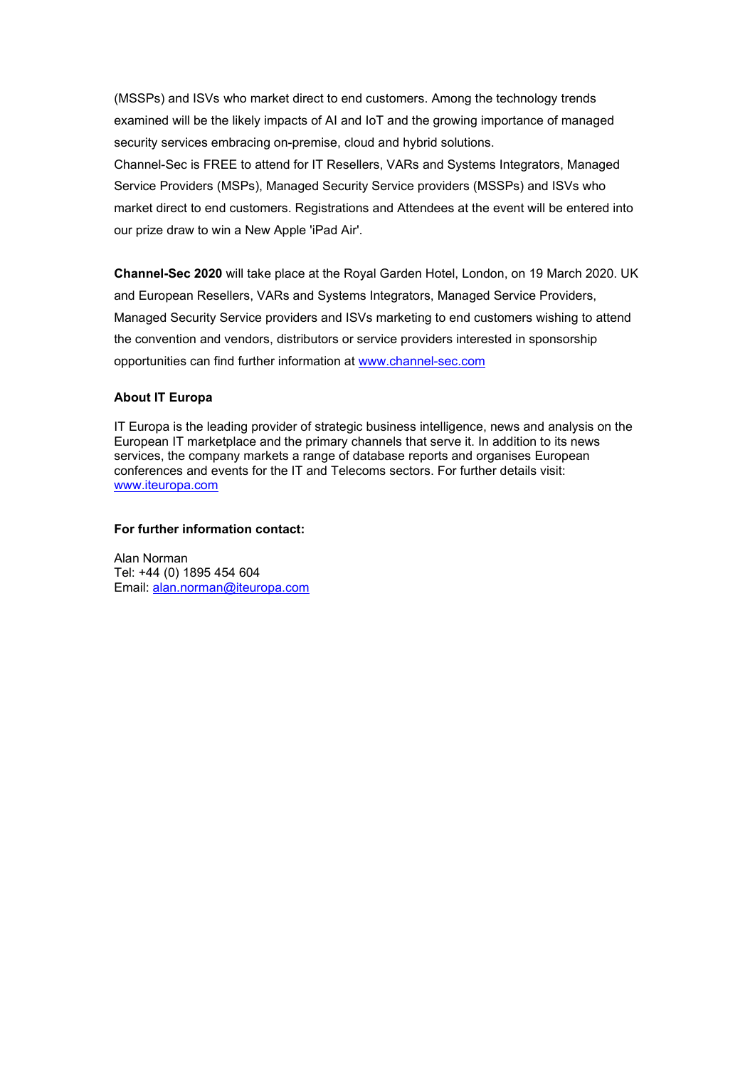(MSSPs) and ISVs who market direct to end customers. Among the technology trends examined will be the likely impacts of AI and IoT and the growing importance of managed security services embracing on-premise, cloud and hybrid solutions.
Channel-Sec is FREE to attend for IT Resellers, VARs and Systems Integrators, Managed Service Providers (MSPs), Managed Security Service providers (MSSPs) and ISVs who market direct to end customers. Registrations and Attendees at the event will be entered into our prize draw to win a New Apple 'iPad Air'.

**Channel-Sec 2020** will take place at the Royal Garden Hotel, London, on 19 March 2020. UK and European Resellers, VARs and Systems Integrators, Managed Service Providers, Managed Security Service providers and ISVs marketing to end customers wishing to attend the convention and vendors, distributors or service providers interested in sponsorship opportunities can find further information at www.channel-sec.com

**About IT Europa**

IT Europa is the leading provider of strategic business intelligence, news and analysis on the European IT marketplace and the primary channels that serve it. In addition to its news services, the company markets a range of database reports and organises European conferences and events for the IT and Telecoms sectors. For further details visit: www.iteuropa.com

**For further information contact:**

Alan Norman
Tel: +44 (0) 1895 454 604
Email: alan.norman@iteuropa.com